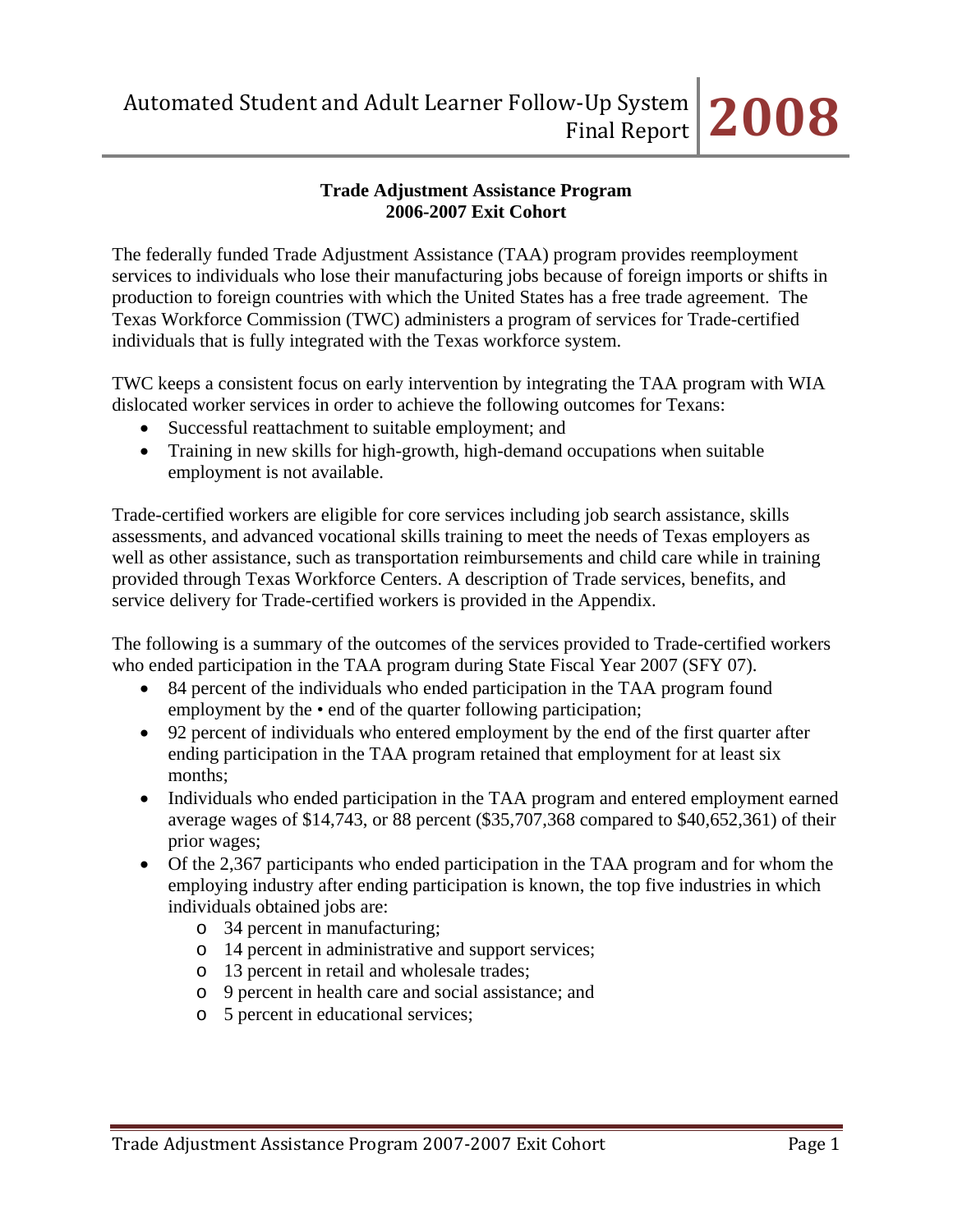**Trade Adjustment Assistance Program**
**2006-2007 Exit Cohort**

The federally funded Trade Adjustment Assistance (TAA) program provides reemployment services to individuals who lose their manufacturing jobs because of foreign imports or shifts in production to foreign countries with which the United States has a free trade agreement. The Texas Workforce Commission (TWC) administers a program of services for Trade-certified individuals that is fully integrated with the Texas workforce system.

TWC keeps a consistent focus on early intervention by integrating the TAA program with WIA dislocated worker services in order to achieve the following outcomes for Texans:

- Successful reattachment to suitable employment; and
- Training in new skills for high-growth, high-demand occupations when suitable employment is not available.

Trade-certified workers are eligible for core services including job search assistance, skills assessments, and advanced vocational skills training to meet the needs of Texas employers as well as other assistance, such as transportation reimbursements and child care while in training provided through Texas Workforce Centers. A description of Trade services, benefits, and service delivery for Trade-certified workers is provided in the Appendix.

The following is a summary of the outcomes of the services provided to Trade-certified workers who ended participation in the TAA program during State Fiscal Year 2007 (SFY 07).

- 84 percent of the individuals who ended participation in the TAA program found employment by the • end of the quarter following participation;
- 92 percent of individuals who entered employment by the end of the first quarter after ending participation in the TAA program retained that employment for at least six months;
- Individuals who ended participation in the TAA program and entered employment earned average wages of $14,743, or 88 percent ($35,707,368 compared to $40,652,361) of their prior wages;
- Of the 2,367 participants who ended participation in the TAA program and for whom the employing industry after ending participation is known, the top five industries in which individuals obtained jobs are:
    - 34 percent in manufacturing;
    - 14 percent in administrative and support services;
    - 13 percent in retail and wholesale trades;
    - 9 percent in health care and social assistance; and
    - 5 percent in educational services;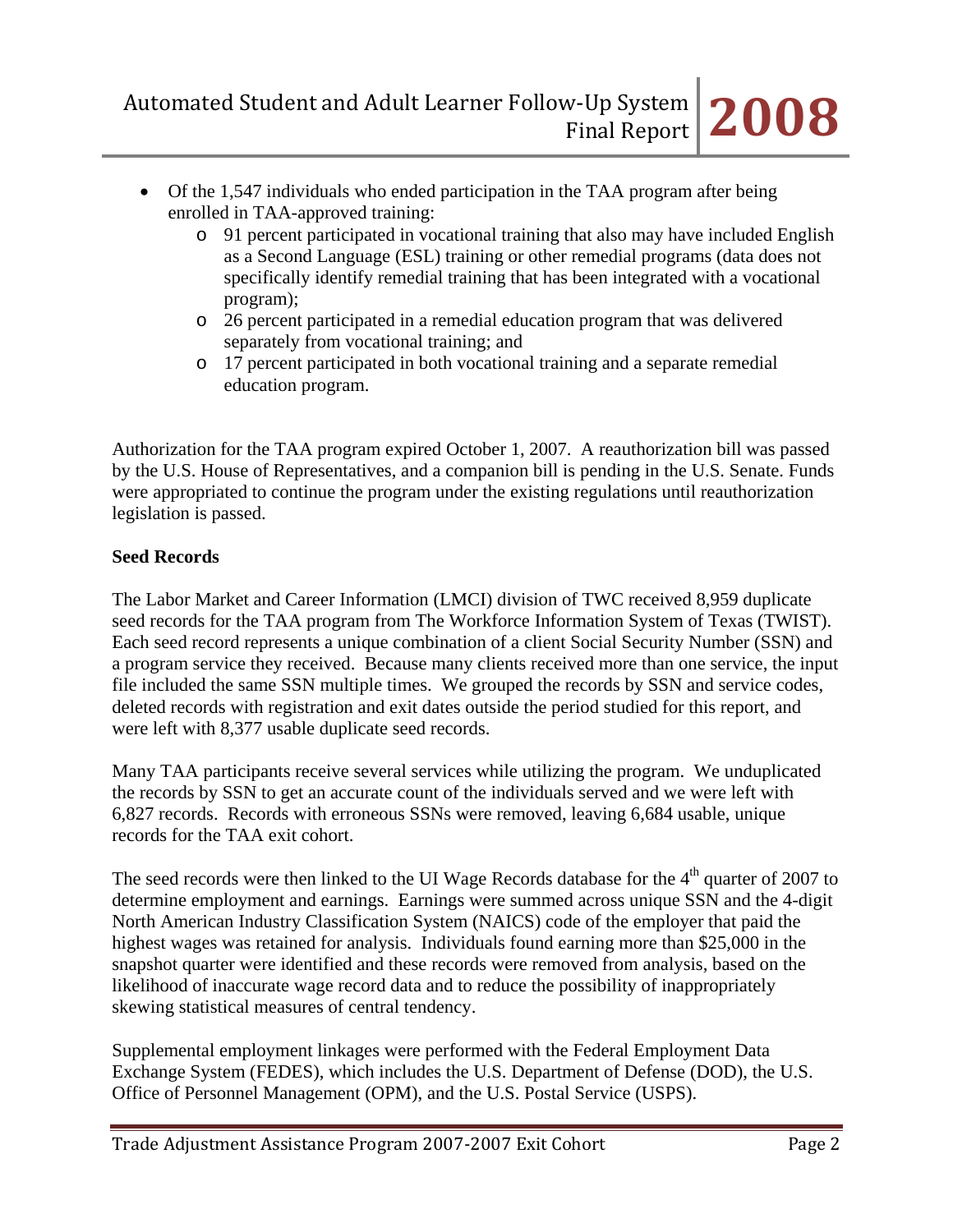- Of the 1,547 individuals who ended participation in the TAA program after being enrolled in TAA-approved training:
  - 91 percent participated in vocational training that also may have included English as a Second Language (ESL) training or other remedial programs (data does not specifically identify remedial training that has been integrated with a vocational program);
  - 26 percent participated in a remedial education program that was delivered separately from vocational training; and
  - 17 percent participated in both vocational training and a separate remedial education program.

Authorization for the TAA program expired October 1, 2007. A reauthorization bill was passed by the U.S. House of Representatives, and a companion bill is pending in the U.S. Senate. Funds were appropriated to continue the program under the existing regulations until reauthorization legislation is passed.

**Seed Records**

The Labor Market and Career Information (LMCI) division of TWC received 8,959 duplicate seed records for the TAA program from The Workforce Information System of Texas (TWIST). Each seed record represents a unique combination of a client Social Security Number (SSN) and a program service they received. Because many clients received more than one service, the input file included the same SSN multiple times. We grouped the records by SSN and service codes, deleted records with registration and exit dates outside the period studied for this report, and were left with 8,377 usable duplicate seed records.

Many TAA participants receive several services while utilizing the program. We unduplicated the records by SSN to get an accurate count of the individuals served and we were left with 6,827 records. Records with erroneous SSNs were removed, leaving 6,684 usable, unique records for the TAA exit cohort.

The seed records were then linked to the UI Wage Records database for the 4th quarter of 2007 to determine employment and earnings. Earnings were summed across unique SSN and the 4-digit North American Industry Classification System (NAICS) code of the employer that paid the highest wages was retained for analysis. Individuals found earning more than $25,000 in the snapshot quarter were identified and these records were removed from analysis, based on the likelihood of inaccurate wage record data and to reduce the possibility of inappropriately skewing statistical measures of central tendency.

Supplemental employment linkages were performed with the Federal Employment Data Exchange System (FEDES), which includes the U.S. Department of Defense (DOD), the U.S. Office of Personnel Management (OPM), and the U.S. Postal Service (USPS).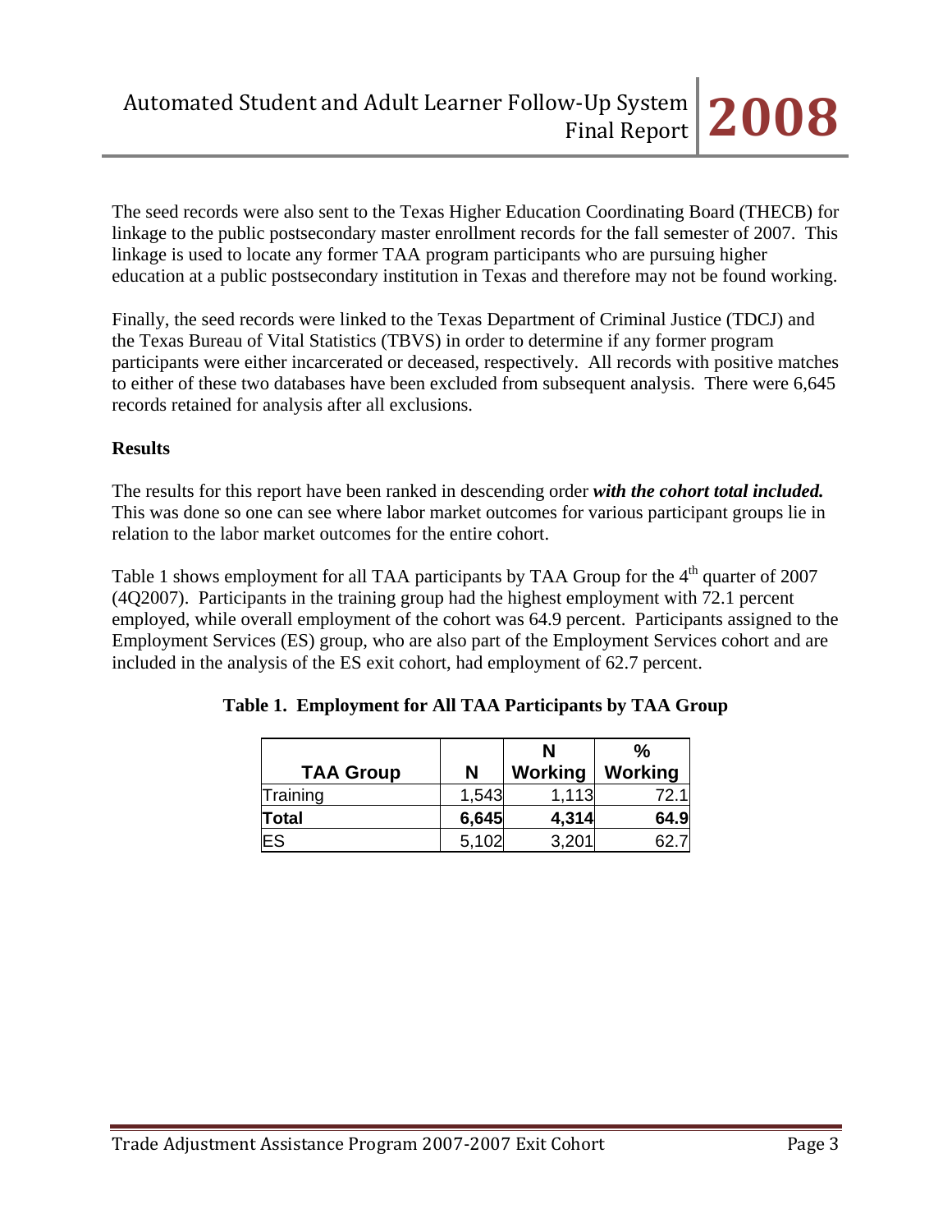The seed records were also sent to the Texas Higher Education Coordinating Board (THECB) for linkage to the public postsecondary master enrollment records for the fall semester of 2007. This linkage is used to locate any former TAA program participants who are pursuing higher education at a public postsecondary institution in Texas and therefore may not be found working.

Finally, the seed records were linked to the Texas Department of Criminal Justice (TDCJ) and the Texas Bureau of Vital Statistics (TBVS) in order to determine if any former program participants were either incarcerated or deceased, respectively. All records with positive matches to either of these two databases have been excluded from subsequent analysis. There were 6,645 records retained for analysis after all exclusions.

**Results**

The results for this report have been ranked in descending order ***with the cohort total included.*** This was done so one can see where labor market outcomes for various participant groups lie in relation to the labor market outcomes for the entire cohort.

Table 1 shows employment for all TAA participants by TAA Group for the 4th quarter of 2007 (4Q2007). Participants in the training group had the highest employment with 72.1 percent employed, while overall employment of the cohort was 64.9 percent. Participants assigned to the Employment Services (ES) group, who are also part of the Employment Services cohort and are included in the analysis of the ES exit cohort, had employment of 62.7 percent.

**Table 1. Employment for All TAA Participants by TAA Group**

| TAA Group | N | N Working | % Working |
|---|---|---|---|
| Training | 1,543 | 1,113 | 72.1 |
| **Total** | **6,645** | **4,314** | **64.9** |
| ES | 5,102 | 3,201 | 62.7 |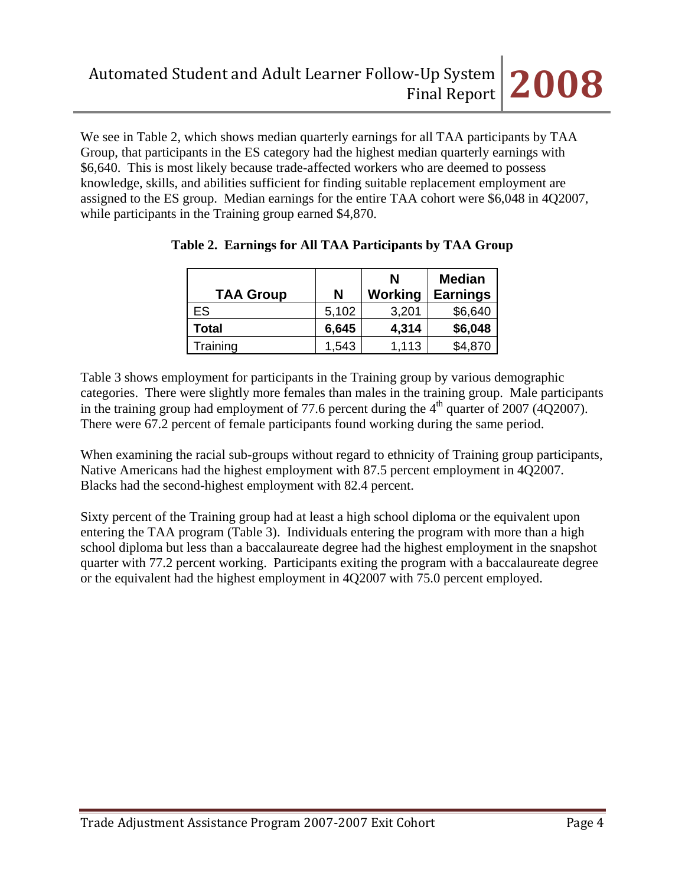We see in Table 2, which shows median quarterly earnings for all TAA participants by TAA Group, that participants in the ES category had the highest median quarterly earnings with $6,640. This is most likely because trade-affected workers who are deemed to possess knowledge, skills, and abilities sufficient for finding suitable replacement employment are assigned to the ES group. Median earnings for the entire TAA cohort were $6,048 in 4Q2007, while participants in the Training group earned $4,870.

**Table 2. Earnings for All TAA Participants by TAA Group**

| TAA Group | N | N Working | Median Earnings |
|---|---|---|---|
| ES | 5,102 | 3,201 | $6,640 |
| **Total** | **6,645** | **4,314** | **$6,048** |
| Training | 1,543 | 1,113 | $4,870 |

Table 3 shows employment for participants in the Training group by various demographic categories. There were slightly more females than males in the training group. Male participants in the training group had employment of 77.6 percent during the 4th quarter of 2007 (4Q2007). There were 67.2 percent of female participants found working during the same period.

When examining the racial sub-groups without regard to ethnicity of Training group participants, Native Americans had the highest employment with 87.5 percent employment in 4Q2007. Blacks had the second-highest employment with 82.4 percent.

Sixty percent of the Training group had at least a high school diploma or the equivalent upon entering the TAA program (Table 3). Individuals entering the program with more than a high school diploma but less than a baccalaureate degree had the highest employment in the snapshot quarter with 77.2 percent working. Participants exiting the program with a baccalaureate degree or the equivalent had the highest employment in 4Q2007 with 75.0 percent employed.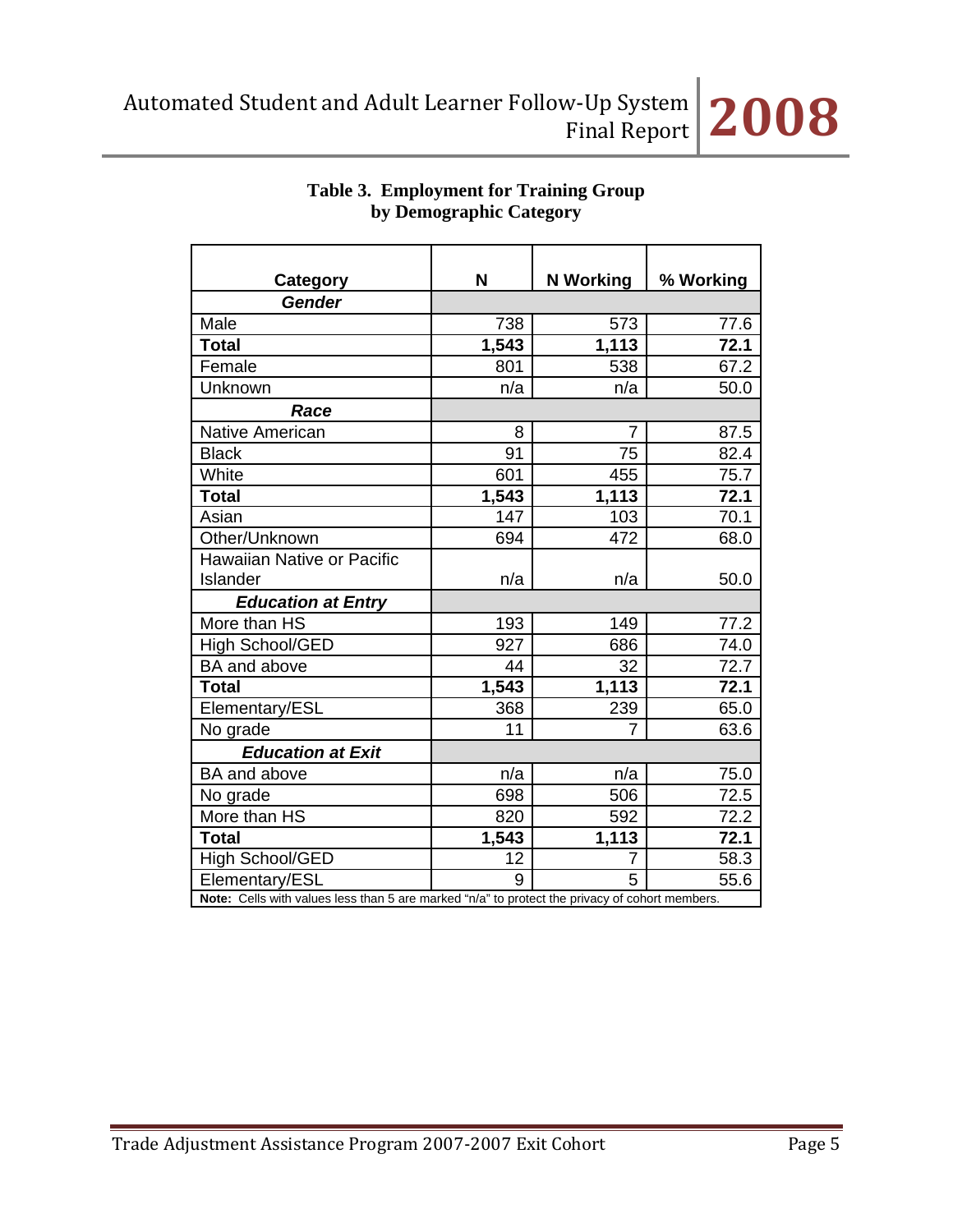**Table 3. Employment for Training Group by Demographic Category**

| Category | N | N Working | % Working |
|---|---|---|---|
| ***Gender*** | | | |
| Male | 738 | 573 | 77.6 |
| **Total** | **1,543** | **1,113** | **72.1** |
| Female | 801 | 538 | 67.2 |
| Unknown | n/a | n/a | 50.0 |
| ***Race*** | | | |
| Native American | 8 | 7 | 87.5 |
| Black | 91 | 75 | 82.4 |
| White | 601 | 455 | 75.7 |
| **Total** | **1,543** | **1,113** | **72.1** |
| Asian | 147 | 103 | 70.1 |
| Other/Unknown | 694 | 472 | 68.0 |
| Hawaiian Native or Pacific Islander | n/a | n/a | 50.0 |
| ***Education at Entry*** | | | |
| More than HS | 193 | 149 | 77.2 |
| High School/GED | 927 | 686 | 74.0 |
| BA and above | 44 | 32 | 72.7 |
| **Total** | **1,543** | **1,113** | **72.1** |
| Elementary/ESL | 368 | 239 | 65.0 |
| No grade | 11 | 7 | 63.6 |
| ***Education at Exit*** | | | |
| BA and above | n/a | n/a | 75.0 |
| No grade | 698 | 506 | 72.5 |
| More than HS | 820 | 592 | 72.2 |
| **Total** | **1,543** | **1,113** | **72.1** |
| High School/GED | 12 | 7 | 58.3 |
| Elementary/ESL | 9 | 5 | 55.6 |

**Note:** Cells with values less than 5 are marked "n/a" to protect the privacy of cohort members.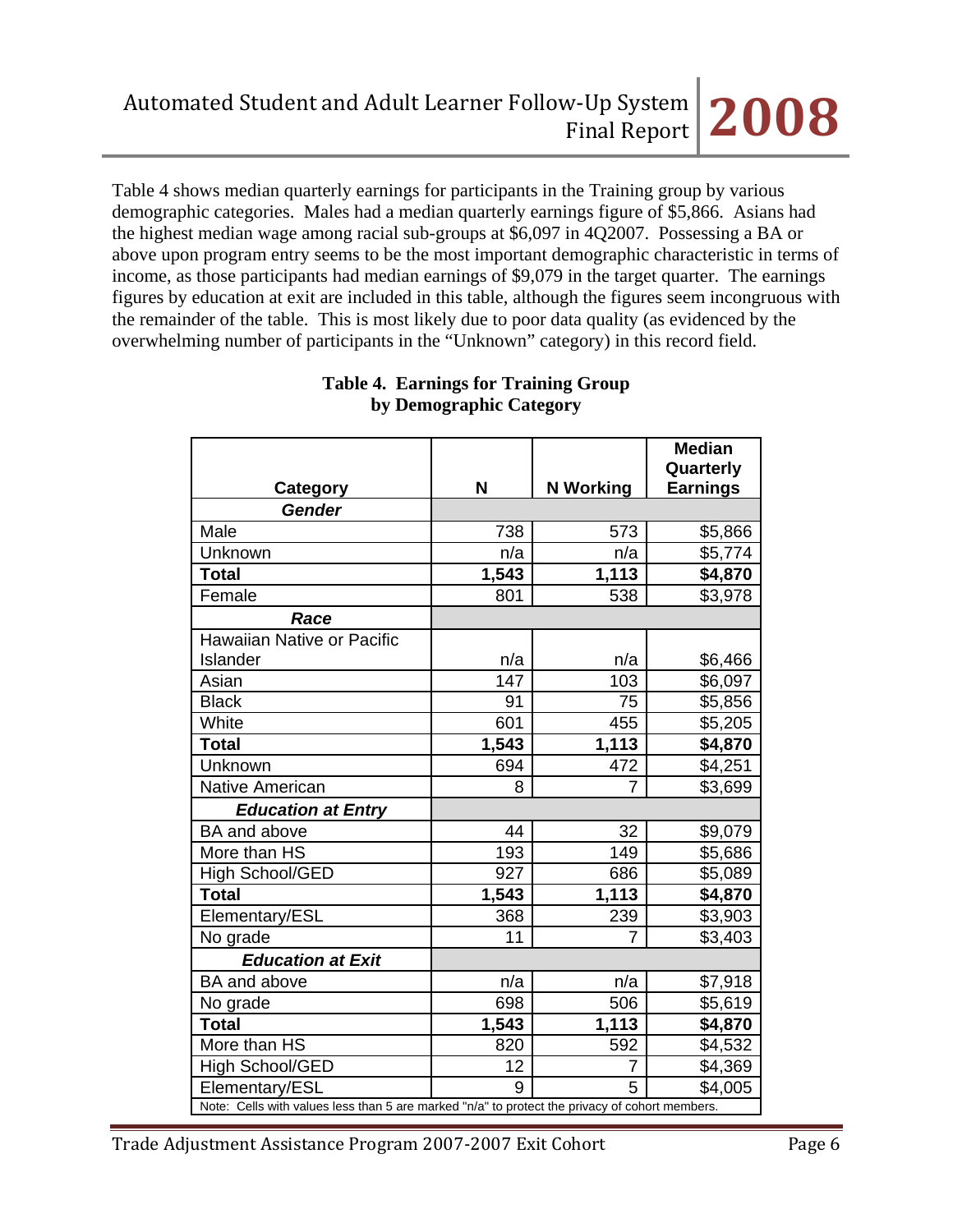Table 4 shows median quarterly earnings for participants in the Training group by various demographic categories. Males had a median quarterly earnings figure of $5,866. Asians had the highest median wage among racial sub-groups at $6,097 in 4Q2007. Possessing a BA or above upon program entry seems to be the most important demographic characteristic in terms of income, as those participants had median earnings of $9,079 in the target quarter. The earnings figures by education at exit are included in this table, although the figures seem incongruous with the remainder of the table. This is most likely due to poor data quality (as evidenced by the overwhelming number of participants in the "Unknown" category) in this record field.

**Table 4. Earnings for Training Group by Demographic Category**

| Category | N | N Working | Median Quarterly Earnings |
|---|---|---|---|
| ***Gender*** | | | |
| Male | 738 | 573 | $5,866 |
| Unknown | n/a | n/a | $5,774 |
| **Total** | **1,543** | **1,113** | **$4,870** |
| Female | 801 | 538 | $3,978 |
| ***Race*** | | | |
| Hawaiian Native or Pacific Islander | n/a | n/a | $6,466 |
| Asian | 147 | 103 | $6,097 |
| Black | 91 | 75 | $5,856 |
| White | 601 | 455 | $5,205 |
| **Total** | **1,543** | **1,113** | **$4,870** |
| Unknown | 694 | 472 | $4,251 |
| Native American | 8 | 7 | $3,699 |
| ***Education at Entry*** | | | |
| BA and above | 44 | 32 | $9,079 |
| More than HS | 193 | 149 | $5,686 |
| High School/GED | 927 | 686 | $5,089 |
| **Total** | **1,543** | **1,113** | **$4,870** |
| Elementary/ESL | 368 | 239 | $3,903 |
| No grade | 11 | 7 | $3,403 |
| ***Education at Exit*** | | | |
| BA and above | n/a | n/a | $7,918 |
| No grade | 698 | 506 | $5,619 |
| **Total** | **1,543** | **1,113** | **$4,870** |
| More than HS | 820 | 592 | $4,532 |
| High School/GED | 12 | 7 | $4,369 |
| Elementary/ESL | 9 | 5 | $4,005 |

Note: Cells with values less than 5 are marked "n/a" to protect the privacy of cohort members.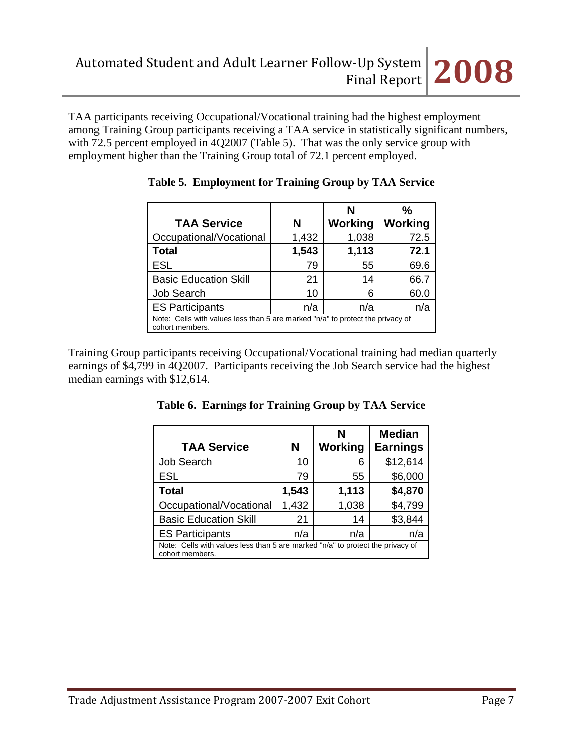TAA participants receiving Occupational/Vocational training had the highest employment among Training Group participants receiving a TAA service in statistically significant numbers, with 72.5 percent employed in 4Q2007 (Table 5). That was the only service group with employment higher than the Training Group total of 72.1 percent employed.

**Table 5. Employment for Training Group by TAA Service**

| TAA Service | N | N Working | % Working |
|---|---|---|---|
| Occupational/Vocational | 1,432 | 1,038 | 72.5 |
| **Total** | **1,543** | **1,113** | **72.1** |
| ESL | 79 | 55 | 69.6 |
| Basic Education Skill | 21 | 14 | 66.7 |
| Job Search | 10 | 6 | 60.0 |
| ES Participants | n/a | n/a | n/a |

Note: Cells with values less than 5 are marked "n/a" to protect the privacy of cohort members.

Training Group participants receiving Occupational/Vocational training had median quarterly earnings of $4,799 in 4Q2007. Participants receiving the Job Search service had the highest median earnings with $12,614.

**Table 6. Earnings for Training Group by TAA Service**

| TAA Service | N | N Working | Median Earnings |
|---|---|---|---|
| Job Search | 10 | 6 | $12,614 |
| ESL | 79 | 55 | $6,000 |
| **Total** | **1,543** | **1,113** | **$4,870** |
| Occupational/Vocational | 1,432 | 1,038 | $4,799 |
| Basic Education Skill | 21 | 14 | $3,844 |
| ES Participants | n/a | n/a | n/a |

Note: Cells with values less than 5 are marked "n/a" to protect the privacy of cohort members.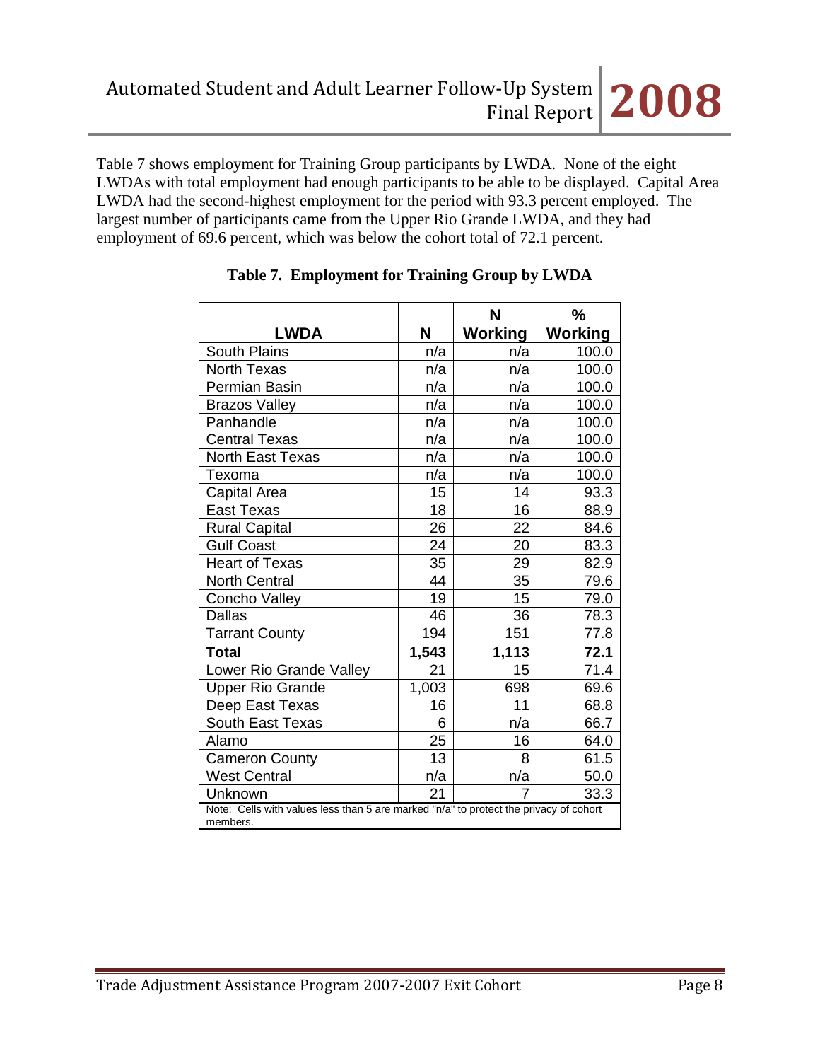Table 7 shows employment for Training Group participants by LWDA. None of the eight LWDAs with total employment had enough participants to be able to be displayed. Capital Area LWDA had the second-highest employment for the period with 93.3 percent employed. The largest number of participants came from the Upper Rio Grande LWDA, and they had employment of 69.6 percent, which was below the cohort total of 72.1 percent.

**Table 7. Employment for Training Group by LWDA**

| LWDA | N | N Working | % Working |
|---|---|---|---|
| South Plains | n/a | n/a | 100.0 |
| North Texas | n/a | n/a | 100.0 |
| Permian Basin | n/a | n/a | 100.0 |
| Brazos Valley | n/a | n/a | 100.0 |
| Panhandle | n/a | n/a | 100.0 |
| Central Texas | n/a | n/a | 100.0 |
| North East Texas | n/a | n/a | 100.0 |
| Texoma | n/a | n/a | 100.0 |
| Capital Area | 15 | 14 | 93.3 |
| East Texas | 18 | 16 | 88.9 |
| Rural Capital | 26 | 22 | 84.6 |
| Gulf Coast | 24 | 20 | 83.3 |
| Heart of Texas | 35 | 29 | 82.9 |
| North Central | 44 | 35 | 79.6 |
| Concho Valley | 19 | 15 | 79.0 |
| Dallas | 46 | 36 | 78.3 |
| Tarrant County | 194 | 151 | 77.8 |
| **Total** | **1,543** | **1,113** | **72.1** |
| Lower Rio Grande Valley | 21 | 15 | 71.4 |
| Upper Rio Grande | 1,003 | 698 | 69.6 |
| Deep East Texas | 16 | 11 | 68.8 |
| South East Texas | 6 | n/a | 66.7 |
| Alamo | 25 | 16 | 64.0 |
| Cameron County | 13 | 8 | 61.5 |
| West Central | n/a | n/a | 50.0 |
| Unknown | 21 | 7 | 33.3 |

Note: Cells with values less than 5 are marked "n/a" to protect the privacy of cohort members.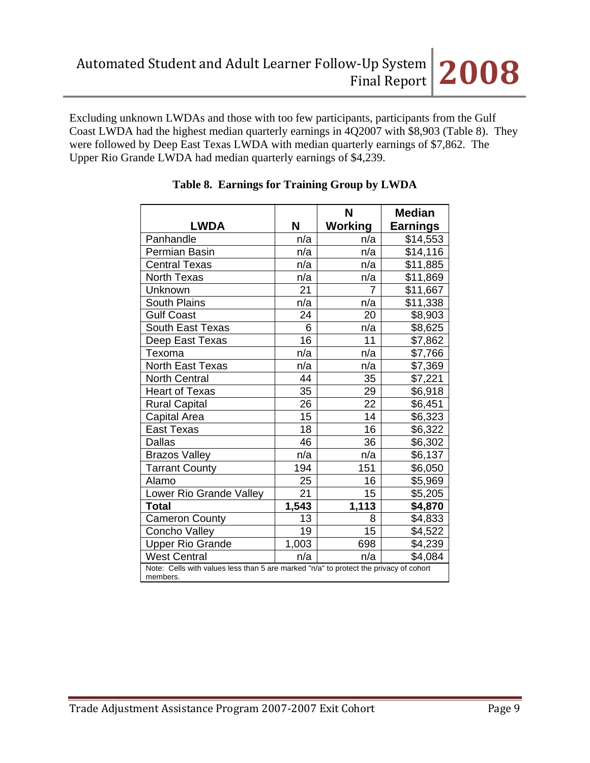Excluding unknown LWDAs and those with too few participants, participants from the Gulf Coast LWDA had the highest median quarterly earnings in 4Q2007 with $8,903 (Table 8). They were followed by Deep East Texas LWDA with median quarterly earnings of $7,862. The Upper Rio Grande LWDA had median quarterly earnings of $4,239.

**Table 8. Earnings for Training Group by LWDA**

| LWDA | N | N Working | Median Earnings |
|---|---|---|---|
| Panhandle | n/a | n/a | $14,553 |
| Permian Basin | n/a | n/a | $14,116 |
| Central Texas | n/a | n/a | $11,885 |
| North Texas | n/a | n/a | $11,869 |
| Unknown | 21 | 7 | $11,667 |
| South Plains | n/a | n/a | $11,338 |
| Gulf Coast | 24 | 20 | $8,903 |
| South East Texas | 6 | n/a | $8,625 |
| Deep East Texas | 16 | 11 | $7,862 |
| Texoma | n/a | n/a | $7,766 |
| North East Texas | n/a | n/a | $7,369 |
| North Central | 44 | 35 | $7,221 |
| Heart of Texas | 35 | 29 | $6,918 |
| Rural Capital | 26 | 22 | $6,451 |
| Capital Area | 15 | 14 | $6,323 |
| East Texas | 18 | 16 | $6,322 |
| Dallas | 46 | 36 | $6,302 |
| Brazos Valley | n/a | n/a | $6,137 |
| Tarrant County | 194 | 151 | $6,050 |
| Alamo | 25 | 16 | $5,969 |
| Lower Rio Grande Valley | 21 | 15 | $5,205 |
| **Total** | **1,543** | **1,113** | **$4,870** |
| Cameron County | 13 | 8 | $4,833 |
| Concho Valley | 19 | 15 | $4,522 |
| Upper Rio Grande | 1,003 | 698 | $4,239 |
| West Central | n/a | n/a | $4,084 |

Note: Cells with values less than 5 are marked "n/a" to protect the privacy of cohort members.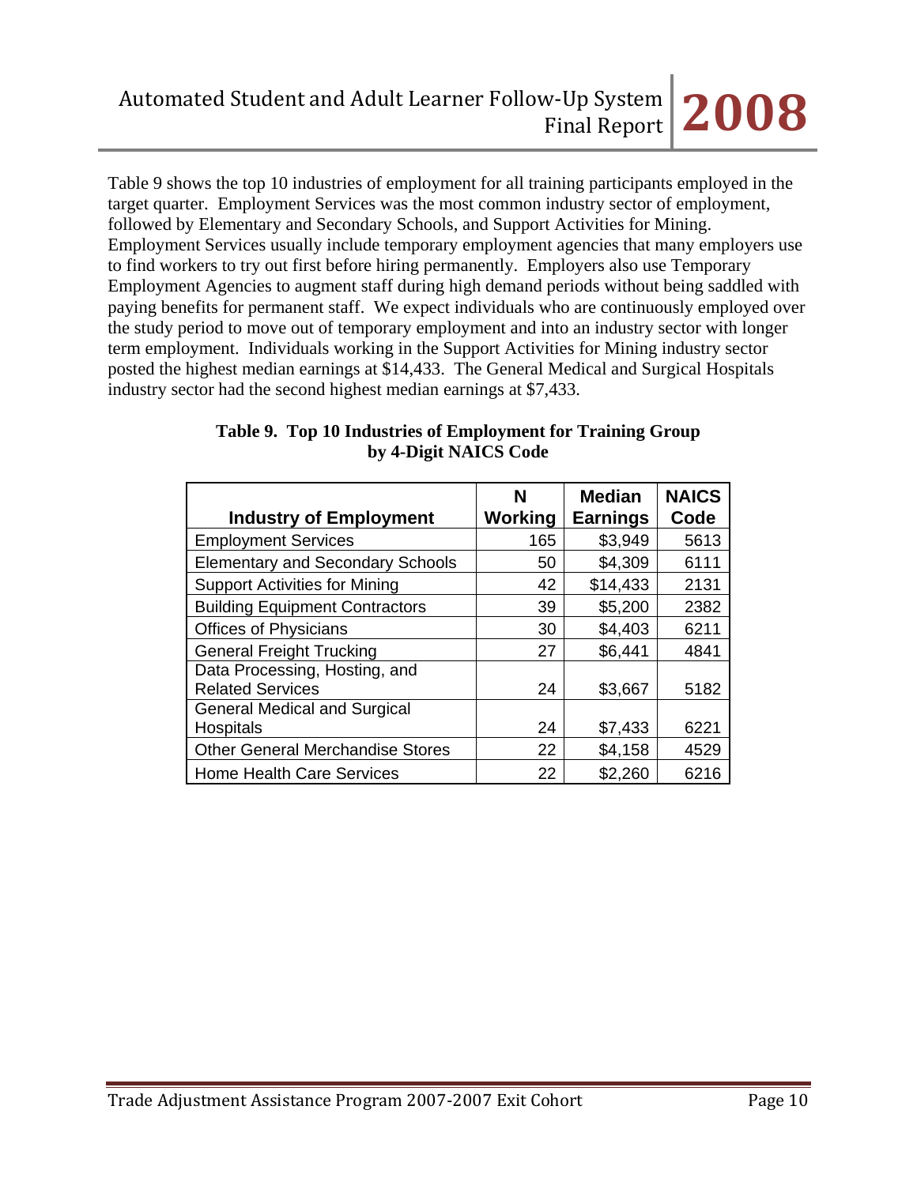Table 9 shows the top 10 industries of employment for all training participants employed in the target quarter. Employment Services was the most common industry sector of employment, followed by Elementary and Secondary Schools, and Support Activities for Mining. Employment Services usually include temporary employment agencies that many employers use to find workers to try out first before hiring permanently. Employers also use Temporary Employment Agencies to augment staff during high demand periods without being saddled with paying benefits for permanent staff. We expect individuals who are continuously employed over the study period to move out of temporary employment and into an industry sector with longer term employment. Individuals working in the Support Activities for Mining industry sector posted the highest median earnings at $14,433. The General Medical and Surgical Hospitals industry sector had the second highest median earnings at $7,433.

**Table 9. Top 10 Industries of Employment for Training Group by 4-Digit NAICS Code**

| Industry of Employment | N Working | Median Earnings | NAICS Code |
|---|---|---|---|
| Employment Services | 165 | $3,949 | 5613 |
| Elementary and Secondary Schools | 50 | $4,309 | 6111 |
| Support Activities for Mining | 42 | $14,433 | 2131 |
| Building Equipment Contractors | 39 | $5,200 | 2382 |
| Offices of Physicians | 30 | $4,403 | 6211 |
| General Freight Trucking | 27 | $6,441 | 4841 |
| Data Processing, Hosting, and Related Services | 24 | $3,667 | 5182 |
| General Medical and Surgical Hospitals | 24 | $7,433 | 6221 |
| Other General Merchandise Stores | 22 | $4,158 | 4529 |
| Home Health Care Services | 22 | $2,260 | 6216 |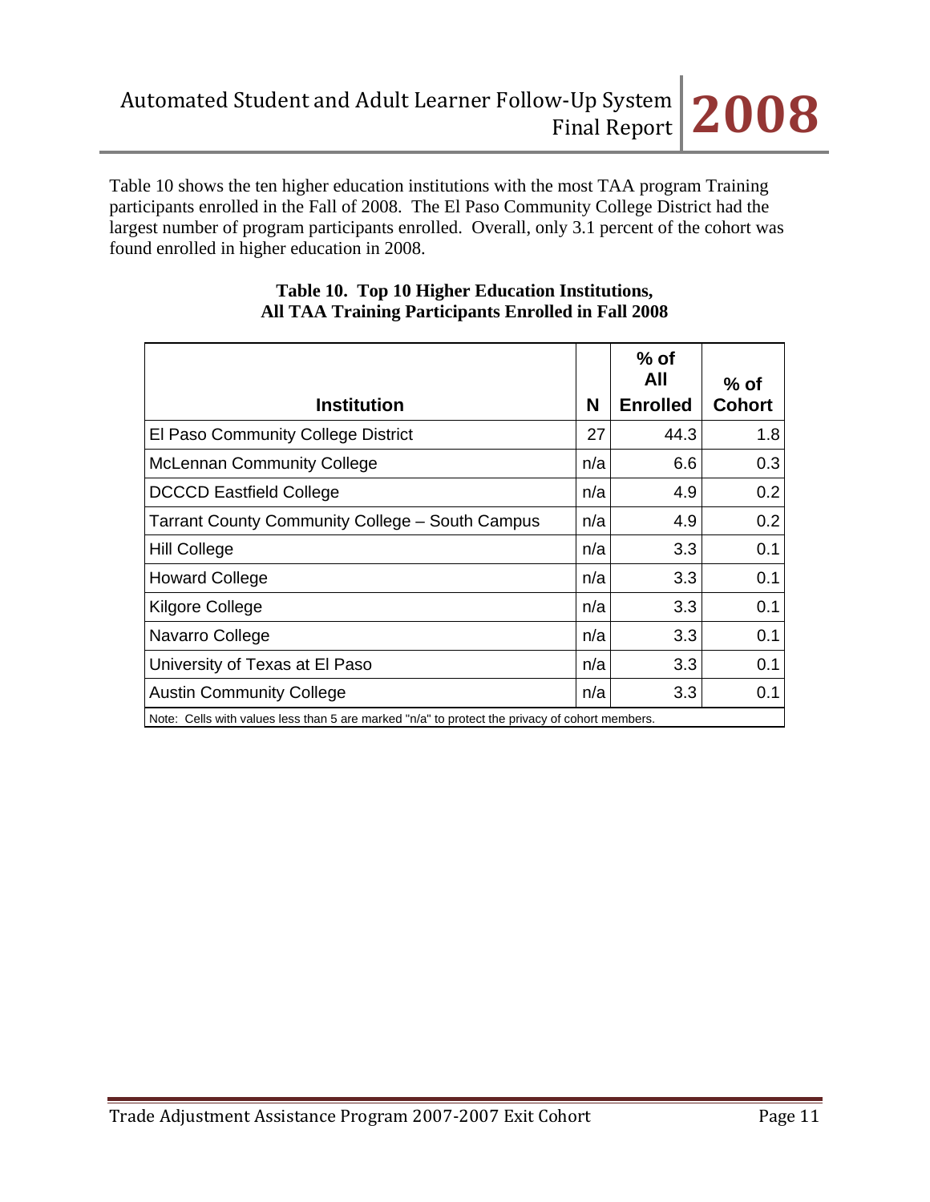Table 10 shows the ten higher education institutions with the most TAA program Training participants enrolled in the Fall of 2008. The El Paso Community College District had the largest number of program participants enrolled. Overall, only 3.1 percent of the cohort was found enrolled in higher education in 2008.

**Table 10. Top 10 Higher Education Institutions, All TAA Training Participants Enrolled in Fall 2008**

| Institution | N | % of All Enrolled | % of Cohort |
|---|---|---|---|
| El Paso Community College District | 27 | 44.3 | 1.8 |
| McLennan Community College | n/a | 6.6 | 0.3 |
| DCCCD Eastfield College | n/a | 4.9 | 0.2 |
| Tarrant County Community College – South Campus | n/a | 4.9 | 0.2 |
| Hill College | n/a | 3.3 | 0.1 |
| Howard College | n/a | 3.3 | 0.1 |
| Kilgore College | n/a | 3.3 | 0.1 |
| Navarro College | n/a | 3.3 | 0.1 |
| University of Texas at El Paso | n/a | 3.3 | 0.1 |
| Austin Community College | n/a | 3.3 | 0.1 |

Note: Cells with values less than 5 are marked "n/a" to protect the privacy of cohort members.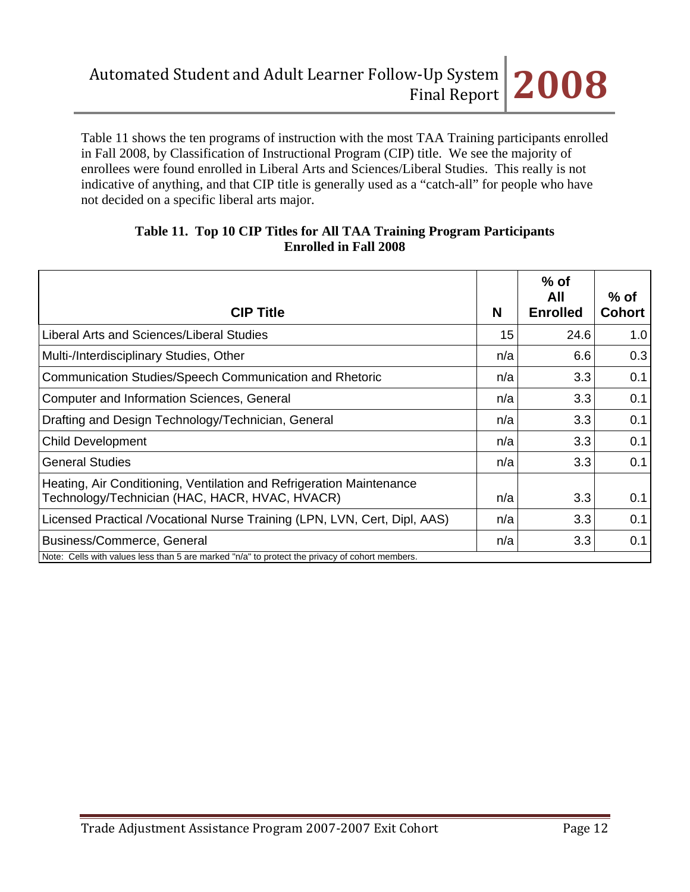Table 11 shows the ten programs of instruction with the most TAA Training participants enrolled in Fall 2008, by Classification of Instructional Program (CIP) title. We see the majority of enrollees were found enrolled in Liberal Arts and Sciences/Liberal Studies. This really is not indicative of anything, and that CIP title is generally used as a "catch-all" for people who have not decided on a specific liberal arts major.

**Table 11. Top 10 CIP Titles for All TAA Training Program Participants Enrolled in Fall 2008**

| CIP Title | N | % of All Enrolled | % of Cohort |
|---|---|---|---|
| Liberal Arts and Sciences/Liberal Studies | 15 | 24.6 | 1.0 |
| Multi-/Interdisciplinary Studies, Other | n/a | 6.6 | 0.3 |
| Communication Studies/Speech Communication and Rhetoric | n/a | 3.3 | 0.1 |
| Computer and Information Sciences, General | n/a | 3.3 | 0.1 |
| Drafting and Design Technology/Technician, General | n/a | 3.3 | 0.1 |
| Child Development | n/a | 3.3 | 0.1 |
| General Studies | n/a | 3.3 | 0.1 |
| Heating, Air Conditioning, Ventilation and Refrigeration Maintenance Technology/Technician (HAC, HACR, HVAC, HVACR) | n/a | 3.3 | 0.1 |
| Licensed Practical /Vocational Nurse Training (LPN, LVN, Cert, Dipl, AAS) | n/a | 3.3 | 0.1 |
| Business/Commerce, General | n/a | 3.3 | 0.1 |

Note: Cells with values less than 5 are marked "n/a" to protect the privacy of cohort members.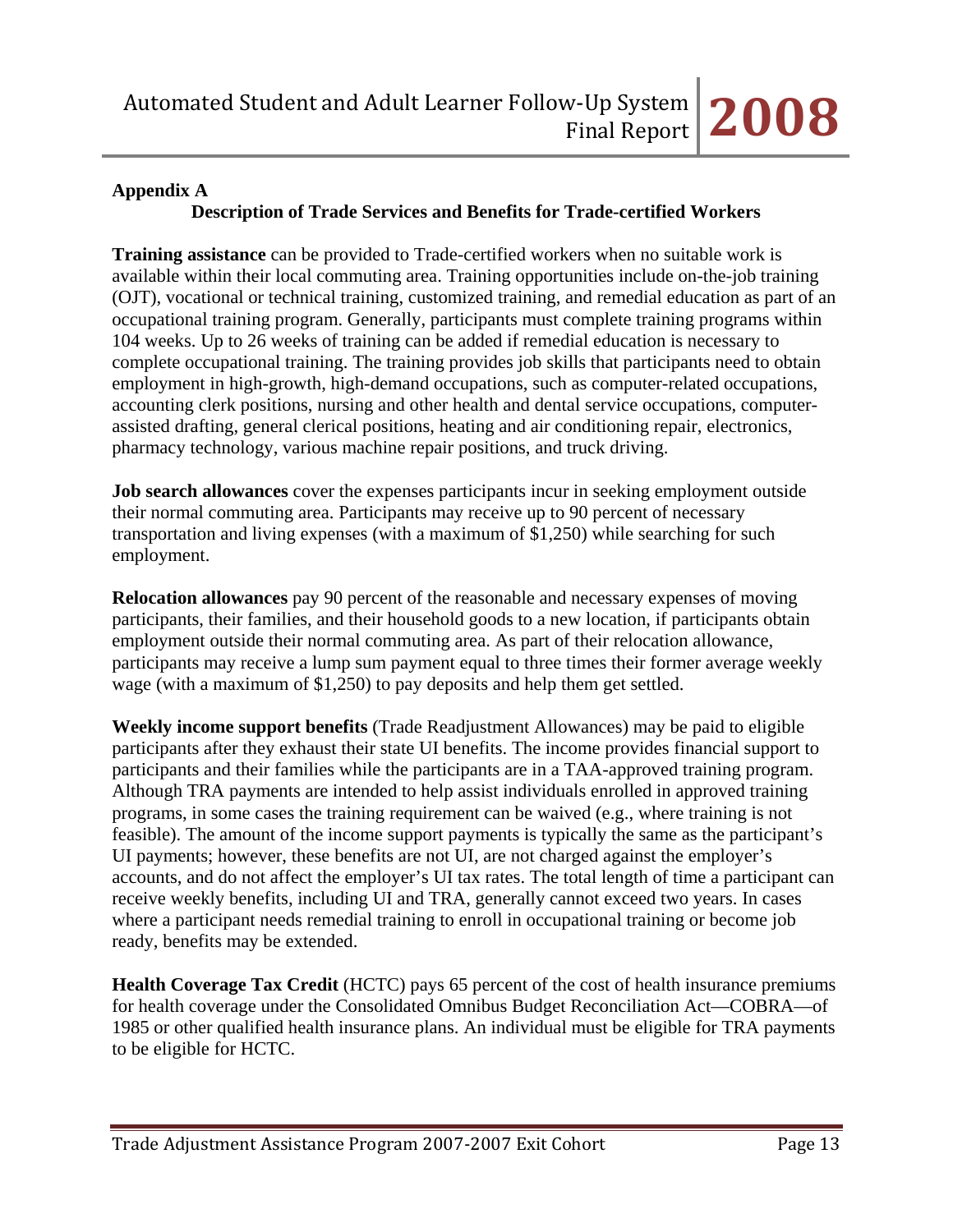## Appendix A

### Description of Trade Services and Benefits for Trade-certified Workers

**Training assistance** can be provided to Trade-certified workers when no suitable work is available within their local commuting area. Training opportunities include on-the-job training (OJT), vocational or technical training, customized training, and remedial education as part of an occupational training program. Generally, participants must complete training programs within 104 weeks. Up to 26 weeks of training can be added if remedial education is necessary to complete occupational training. The training provides job skills that participants need to obtain employment in high-growth, high-demand occupations, such as computer-related occupations, accounting clerk positions, nursing and other health and dental service occupations, computer-assisted drafting, general clerical positions, heating and air conditioning repair, electronics, pharmacy technology, various machine repair positions, and truck driving.

**Job search allowances** cover the expenses participants incur in seeking employment outside their normal commuting area. Participants may receive up to 90 percent of necessary transportation and living expenses (with a maximum of $1,250) while searching for such employment.

**Relocation allowances** pay 90 percent of the reasonable and necessary expenses of moving participants, their families, and their household goods to a new location, if participants obtain employment outside their normal commuting area. As part of their relocation allowance, participants may receive a lump sum payment equal to three times their former average weekly wage (with a maximum of $1,250) to pay deposits and help them get settled.

**Weekly income support benefits** (Trade Readjustment Allowances) may be paid to eligible participants after they exhaust their state UI benefits. The income provides financial support to participants and their families while the participants are in a TAA-approved training program. Although TRA payments are intended to help assist individuals enrolled in approved training programs, in some cases the training requirement can be waived (e.g., where training is not feasible). The amount of the income support payments is typically the same as the participant's UI payments; however, these benefits are not UI, are not charged against the employer's accounts, and do not affect the employer's UI tax rates. The total length of time a participant can receive weekly benefits, including UI and TRA, generally cannot exceed two years. In cases where a participant needs remedial training to enroll in occupational training or become job ready, benefits may be extended.

**Health Coverage Tax Credit** (HCTC) pays 65 percent of the cost of health insurance premiums for health coverage under the Consolidated Omnibus Budget Reconciliation Act—COBRA—of 1985 or other qualified health insurance plans. An individual must be eligible for TRA payments to be eligible for HCTC.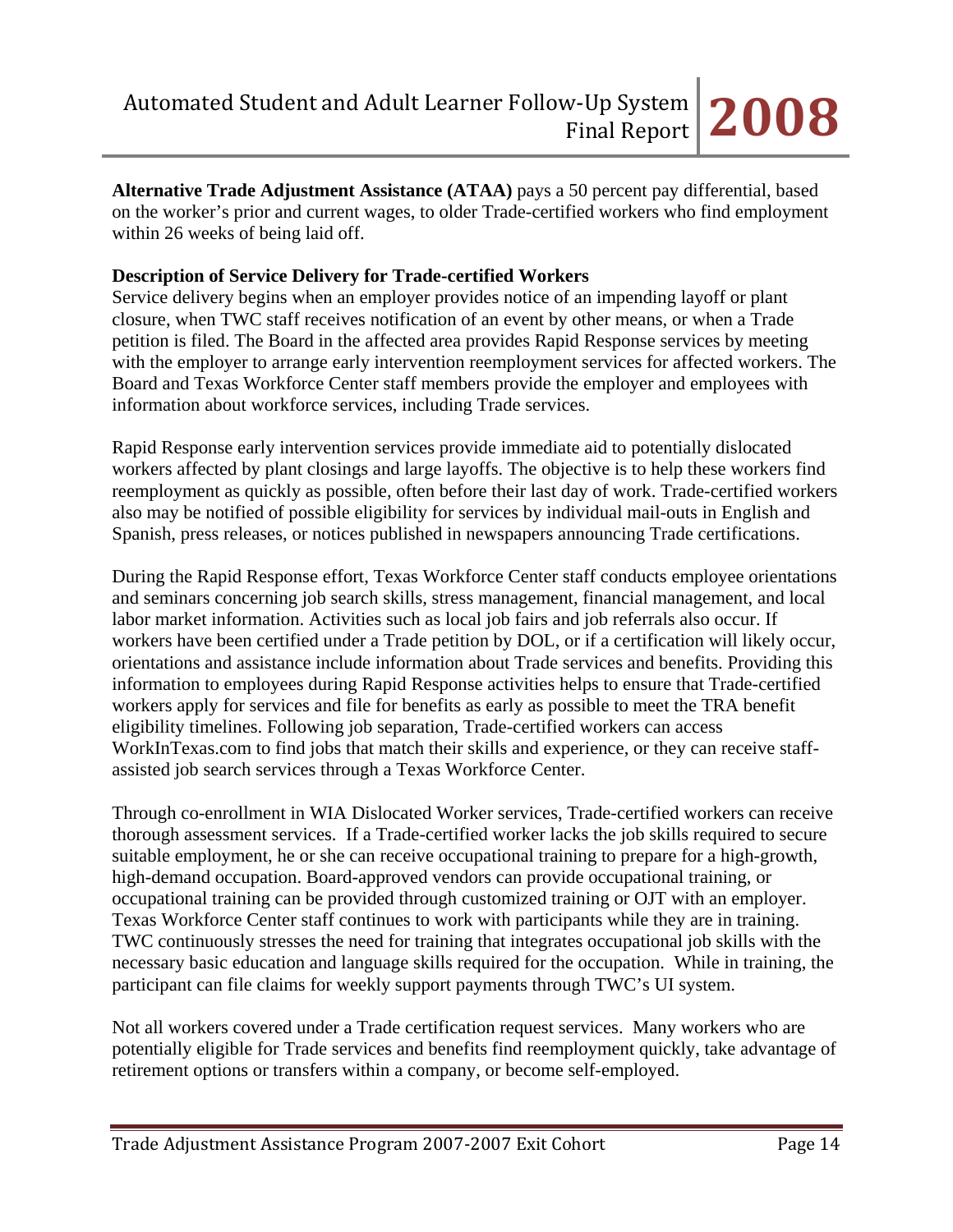**Alternative Trade Adjustment Assistance (ATAA)** pays a 50 percent pay differential, based on the worker's prior and current wages, to older Trade-certified workers who find employment within 26 weeks of being laid off.

**Description of Service Delivery for Trade-certified Workers**

Service delivery begins when an employer provides notice of an impending layoff or plant closure, when TWC staff receives notification of an event by other means, or when a Trade petition is filed. The Board in the affected area provides Rapid Response services by meeting with the employer to arrange early intervention reemployment services for affected workers. The Board and Texas Workforce Center staff members provide the employer and employees with information about workforce services, including Trade services.

Rapid Response early intervention services provide immediate aid to potentially dislocated workers affected by plant closings and large layoffs. The objective is to help these workers find reemployment as quickly as possible, often before their last day of work. Trade-certified workers also may be notified of possible eligibility for services by individual mail-outs in English and Spanish, press releases, or notices published in newspapers announcing Trade certifications.

During the Rapid Response effort, Texas Workforce Center staff conducts employee orientations and seminars concerning job search skills, stress management, financial management, and local labor market information. Activities such as local job fairs and job referrals also occur. If workers have been certified under a Trade petition by DOL, or if a certification will likely occur, orientations and assistance include information about Trade services and benefits. Providing this information to employees during Rapid Response activities helps to ensure that Trade-certified workers apply for services and file for benefits as early as possible to meet the TRA benefit eligibility timelines. Following job separation, Trade-certified workers can access WorkInTexas.com to find jobs that match their skills and experience, or they can receive staff-assisted job search services through a Texas Workforce Center.

Through co-enrollment in WIA Dislocated Worker services, Trade-certified workers can receive thorough assessment services. If a Trade-certified worker lacks the job skills required to secure suitable employment, he or she can receive occupational training to prepare for a high-growth, high-demand occupation. Board-approved vendors can provide occupational training, or occupational training can be provided through customized training or OJT with an employer. Texas Workforce Center staff continues to work with participants while they are in training. TWC continuously stresses the need for training that integrates occupational job skills with the necessary basic education and language skills required for the occupation. While in training, the participant can file claims for weekly support payments through TWC's UI system.

Not all workers covered under a Trade certification request services. Many workers who are potentially eligible for Trade services and benefits find reemployment quickly, take advantage of retirement options or transfers within a company, or become self-employed.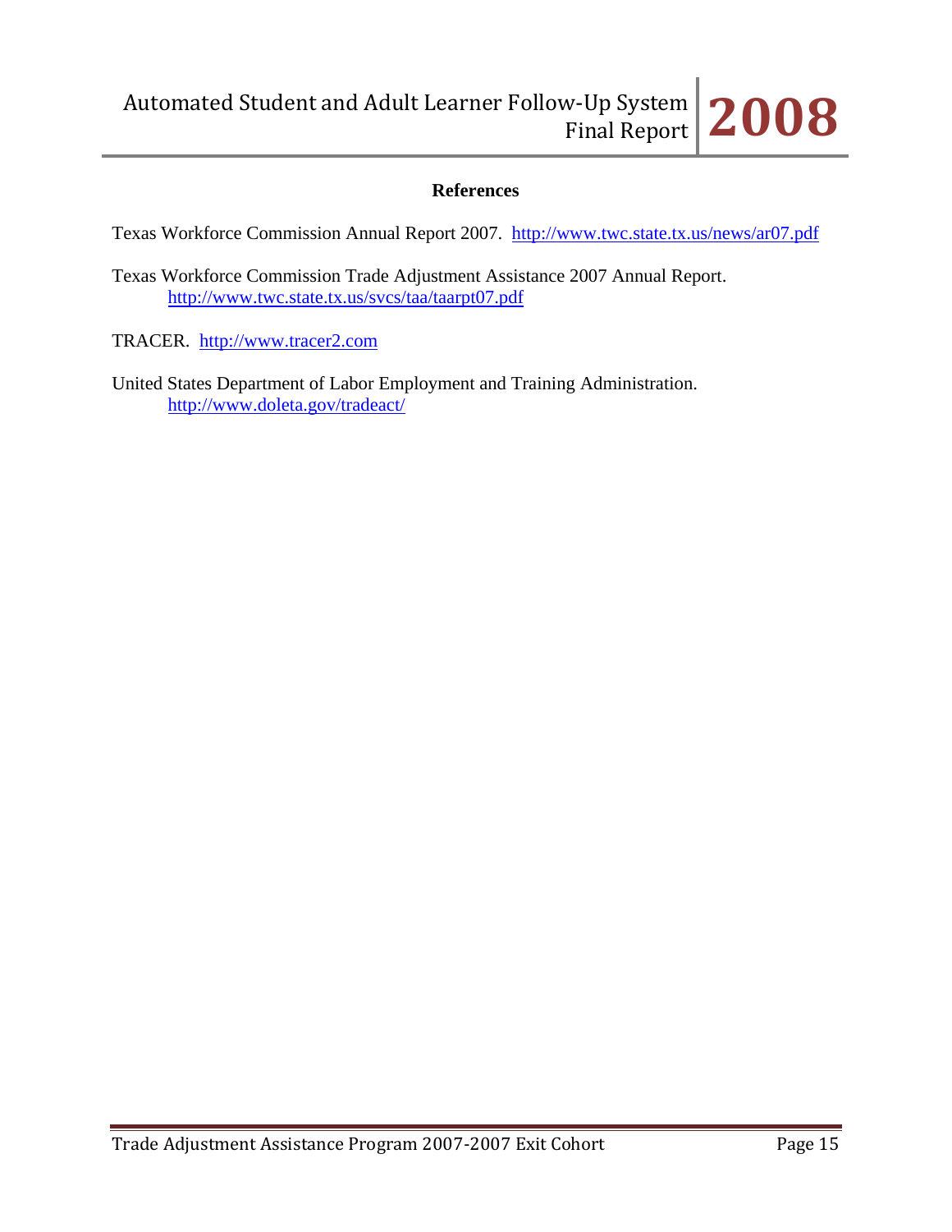## References

Texas Workforce Commission Annual Report 2007. http://www.twc.state.tx.us/news/ar07.pdf

Texas Workforce Commission Trade Adjustment Assistance 2007 Annual Report. http://www.twc.state.tx.us/svcs/taa/taarpt07.pdf

TRACER. http://www.tracer2.com

United States Department of Labor Employment and Training Administration. http://www.doleta.gov/tradeact/